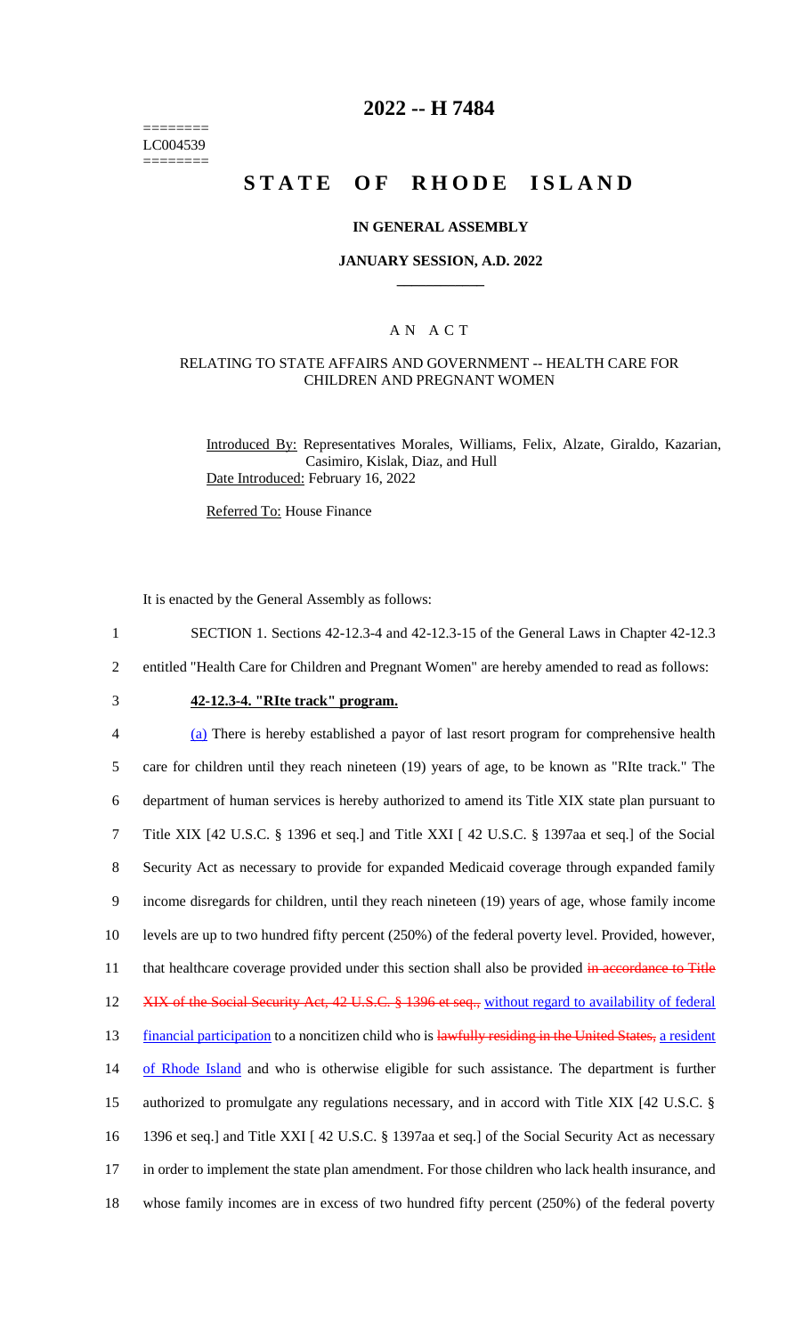======== LC004539 ========

# 2022 -- H 7484

# STATE OF RHODE ISLAND

### IN GENERAL ASSEMBLY

### JANUARY SESSION, A.D. 2022

## A N A C T

### RELATING TO STATE AFFAIRS AND GOVERNMENT -- HEALTH CARE FOR CHILDREN AND PREGNANT WOMEN

Introduced By: Representatives Morales, Williams, Felix, Alzate, Giraldo, Kazarian, Casimiro, Kislak, Diaz, and Hull

Date Introduced: February 16, 2022

Referred To: House Finance

It is enacted by the General Assembly as follows:

1 SECTION 1. Sections 42-12.3-4 and 42-12.3-15 of the General Laws in Chapter 42-12.3
2 entitled "Health Care for Children and Pregnant Women" are hereby amended to read as follows:

3 **42-12.3-4. "RIte track" program.**

4 (a) There is hereby established a payor of last resort program for comprehensive health
5 care for children until they reach nineteen (19) years of age, to be known as "RIte track." The
6 department of human services is hereby authorized to amend its Title XIX state plan pursuant to
7 Title XIX [42 U.S.C. § 1396 et seq.] and Title XXI [ 42 U.S.C. § 1397aa et seq.] of the Social
8 Security Act as necessary to provide for expanded Medicaid coverage through expanded family
9 income disregards for children, until they reach nineteen (19) years of age, whose family income
10 levels are up to two hundred fifty percent (250%) of the federal poverty level. Provided, however,
11 that healthcare coverage provided under this section shall also be provided ~~in accordance to Title~~
12 ~~XIX of the Social Security Act, 42 U.S.C. § 1396 et seq.,~~ without regard to availability of federal
13 financial participation to a noncitizen child who is ~~lawfully residing in the United States,~~ a resident
14 of Rhode Island and who is otherwise eligible for such assistance. The department is further
15 authorized to promulgate any regulations necessary, and in accord with Title XIX [42 U.S.C. §
16 1396 et seq.] and Title XXI [ 42 U.S.C. § 1397aa et seq.] of the Social Security Act as necessary
17 in order to implement the state plan amendment. For those children who lack health insurance, and
18 whose family incomes are in excess of two hundred fifty percent (250%) of the federal poverty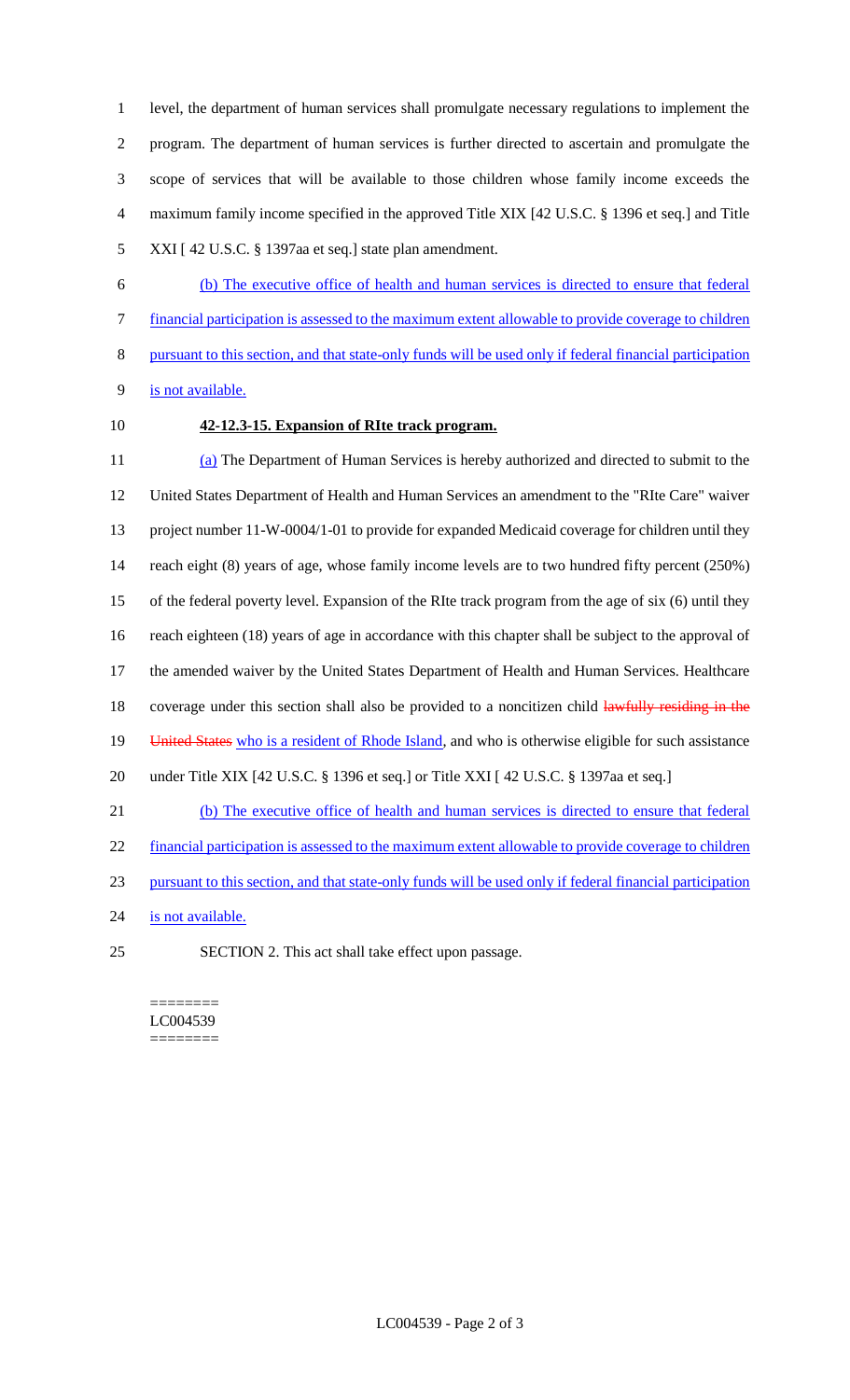level, the department of human services shall promulgate necessary regulations to implement the program. The department of human services is further directed to ascertain and promulgate the scope of services that will be available to those children whose family income exceeds the maximum family income specified in the approved Title XIX [42 U.S.C. § 1396 et seq.] and Title XXI [ 42 U.S.C. § 1397aa et seq.] state plan amendment.

(b) The executive office of health and human services is directed to ensure that federal financial participation is assessed to the maximum extent allowable to provide coverage to children pursuant to this section, and that state-only funds will be used only if federal financial participation is not available.

**42-12.3-15. Expansion of RIte track program.**

(a) The Department of Human Services is hereby authorized and directed to submit to the United States Department of Health and Human Services an amendment to the "RIte Care" waiver project number 11-W-0004/1-01 to provide for expanded Medicaid coverage for children until they reach eight (8) years of age, whose family income levels are to two hundred fifty percent (250%) of the federal poverty level. Expansion of the RIte track program from the age of six (6) until they reach eighteen (18) years of age in accordance with this chapter shall be subject to the approval of the amended waiver by the United States Department of Health and Human Services. Healthcare coverage under this section shall also be provided to a noncitizen child ~~lawfully residing in the United States~~ who is a resident of Rhode Island, and who is otherwise eligible for such assistance under Title XIX [42 U.S.C. § 1396 et seq.] or Title XXI [ 42 U.S.C. § 1397aa et seq.]

(b) The executive office of health and human services is directed to ensure that federal financial participation is assessed to the maximum extent allowable to provide coverage to children pursuant to this section, and that state-only funds will be used only if federal financial participation is not available.

SECTION 2. This act shall take effect upon passage.

========
LC004539
========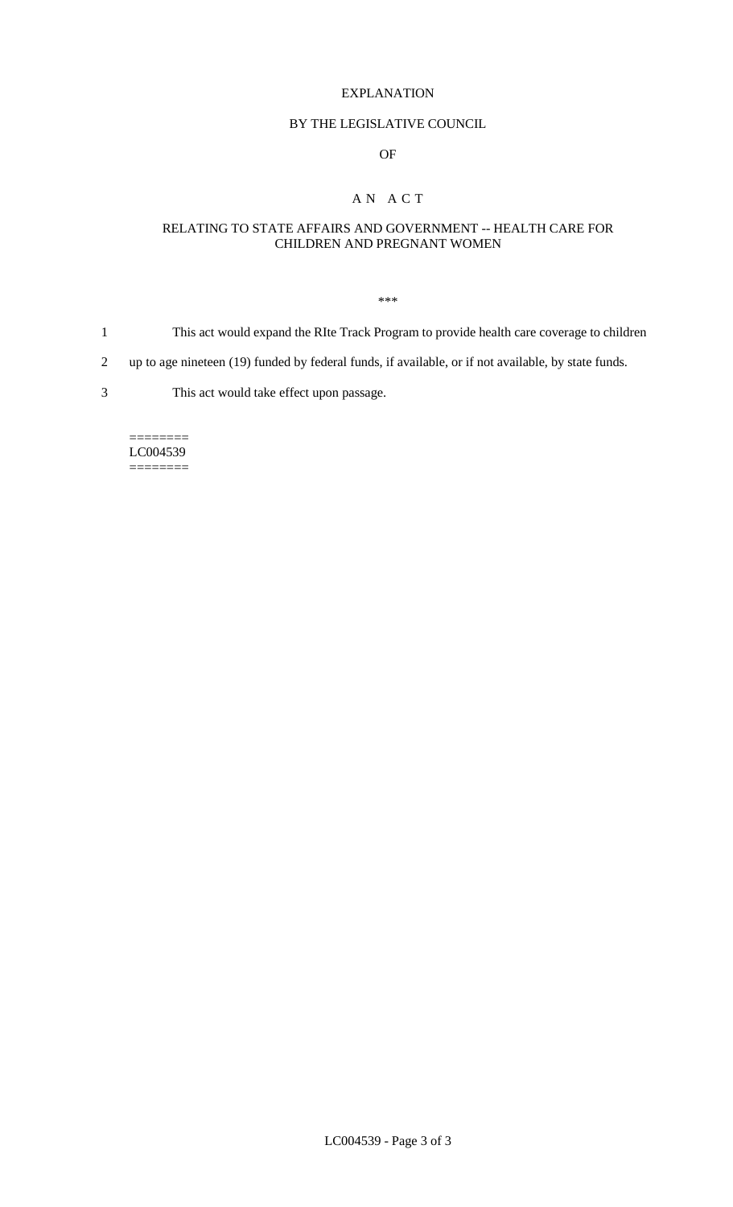EXPLANATION

BY THE LEGISLATIVE COUNCIL

OF

# A N A C T

RELATING TO STATE AFFAIRS AND GOVERNMENT -- HEALTH CARE FOR CHILDREN AND PREGNANT WOMEN

\*\*\*

This act would expand the RIte Track Program to provide health care coverage to children up to age nineteen (19) funded by federal funds, if available, or if not available, by state funds.

This act would take effect upon passage.

========
LC004539
========